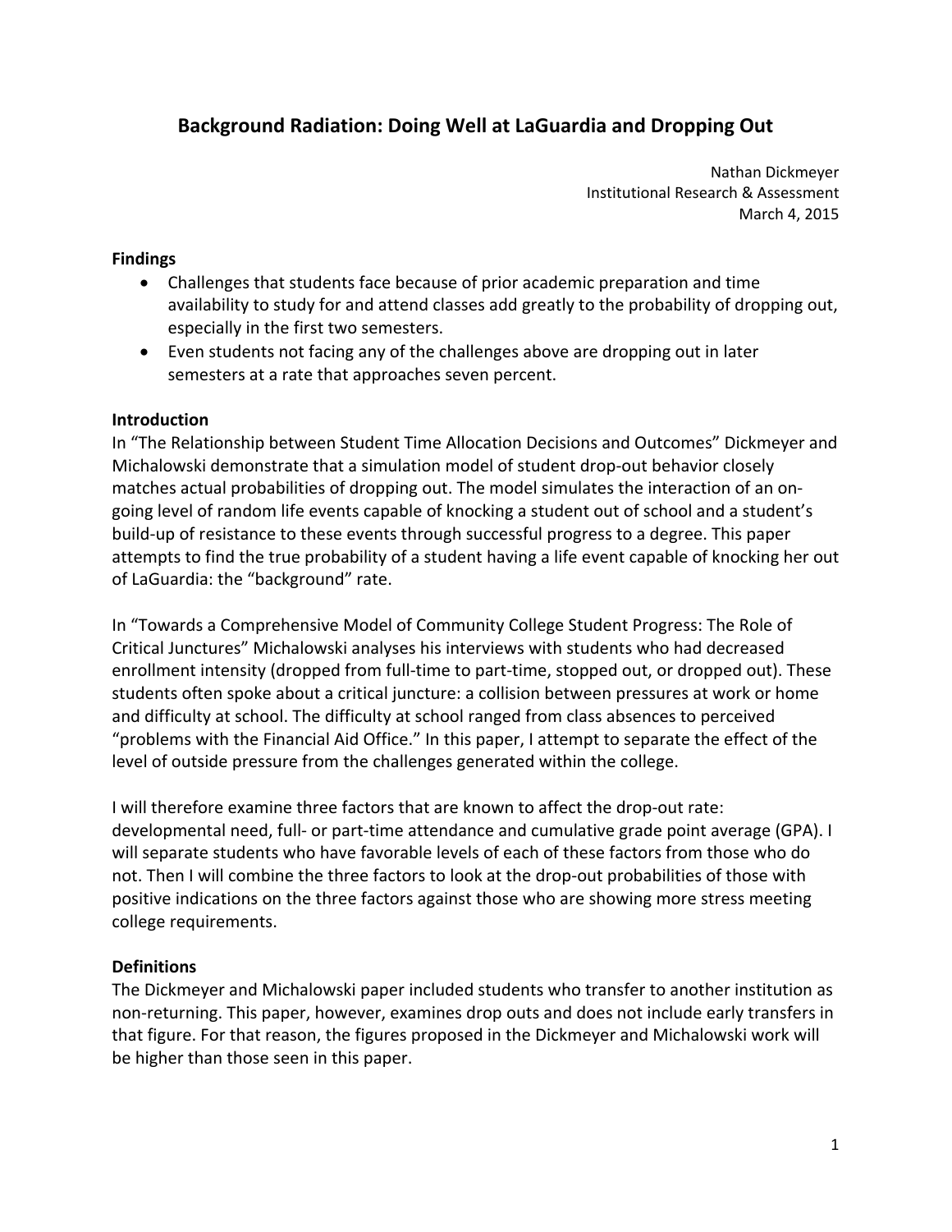# Background Radiation: Doing Well at LaGuardia and Dropping Out

Nathan Dickmeyer
Institutional Research & Assessment
March 4, 2015

**Findings**

- Challenges that students face because of prior academic preparation and time availability to study for and attend classes add greatly to the probability of dropping out, especially in the first two semesters.
- Even students not facing any of the challenges above are dropping out in later semesters at a rate that approaches seven percent.

**Introduction**

In "The Relationship between Student Time Allocation Decisions and Outcomes" Dickmeyer and Michalowski demonstrate that a simulation model of student drop-out behavior closely matches actual probabilities of dropping out. The model simulates the interaction of an on-going level of random life events capable of knocking a student out of school and a student's build-up of resistance to these events through successful progress to a degree. This paper attempts to find the true probability of a student having a life event capable of knocking her out of LaGuardia: the "background" rate.

In "Towards a Comprehensive Model of Community College Student Progress: The Role of Critical Junctures" Michalowski analyses his interviews with students who had decreased enrollment intensity (dropped from full-time to part-time, stopped out, or dropped out). These students often spoke about a critical juncture: a collision between pressures at work or home and difficulty at school. The difficulty at school ranged from class absences to perceived "problems with the Financial Aid Office." In this paper, I attempt to separate the effect of the level of outside pressure from the challenges generated within the college.

I will therefore examine three factors that are known to affect the drop-out rate: developmental need, full- or part-time attendance and cumulative grade point average (GPA). I will separate students who have favorable levels of each of these factors from those who do not. Then I will combine the three factors to look at the drop-out probabilities of those with positive indications on the three factors against those who are showing more stress meeting college requirements.

**Definitions**

The Dickmeyer and Michalowski paper included students who transfer to another institution as non-returning. This paper, however, examines drop outs and does not include early transfers in that figure. For that reason, the figures proposed in the Dickmeyer and Michalowski work will be higher than those seen in this paper.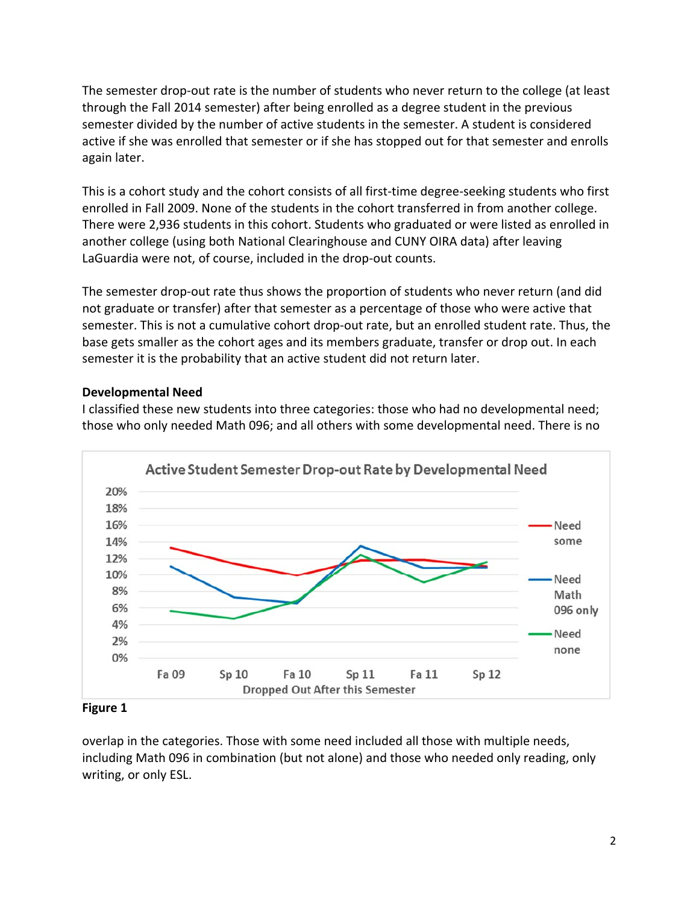The semester drop-out rate is the number of students who never return to the college (at least through the Fall 2014 semester) after being enrolled as a degree student in the previous semester divided by the number of active students in the semester. A student is considered active if she was enrolled that semester or if she has stopped out for that semester and enrolls again later.

This is a cohort study and the cohort consists of all first-time degree-seeking students who first enrolled in Fall 2009. None of the students in the cohort transferred in from another college. There were 2,936 students in this cohort. Students who graduated or were listed as enrolled in another college (using both National Clearinghouse and CUNY OIRA data) after leaving LaGuardia were not, of course, included in the drop-out counts.

The semester drop-out rate thus shows the proportion of students who never return (and did not graduate or transfer) after that semester as a percentage of those who were active that semester. This is not a cumulative cohort drop-out rate, but an enrolled student rate. Thus, the base gets smaller as the cohort ages and its members graduate, transfer or drop out. In each semester it is the probability that an active student did not return later.

**Developmental Need**

I classified these new students into three categories: those who had no developmental need; those who only needed Math 096; and all others with some developmental need. There is no overlap in the categories. Those with some need included all those with multiple needs, including Math 096 in combination (but not alone) and those who needed only reading, only writing, or only ESL.

**Figure 1**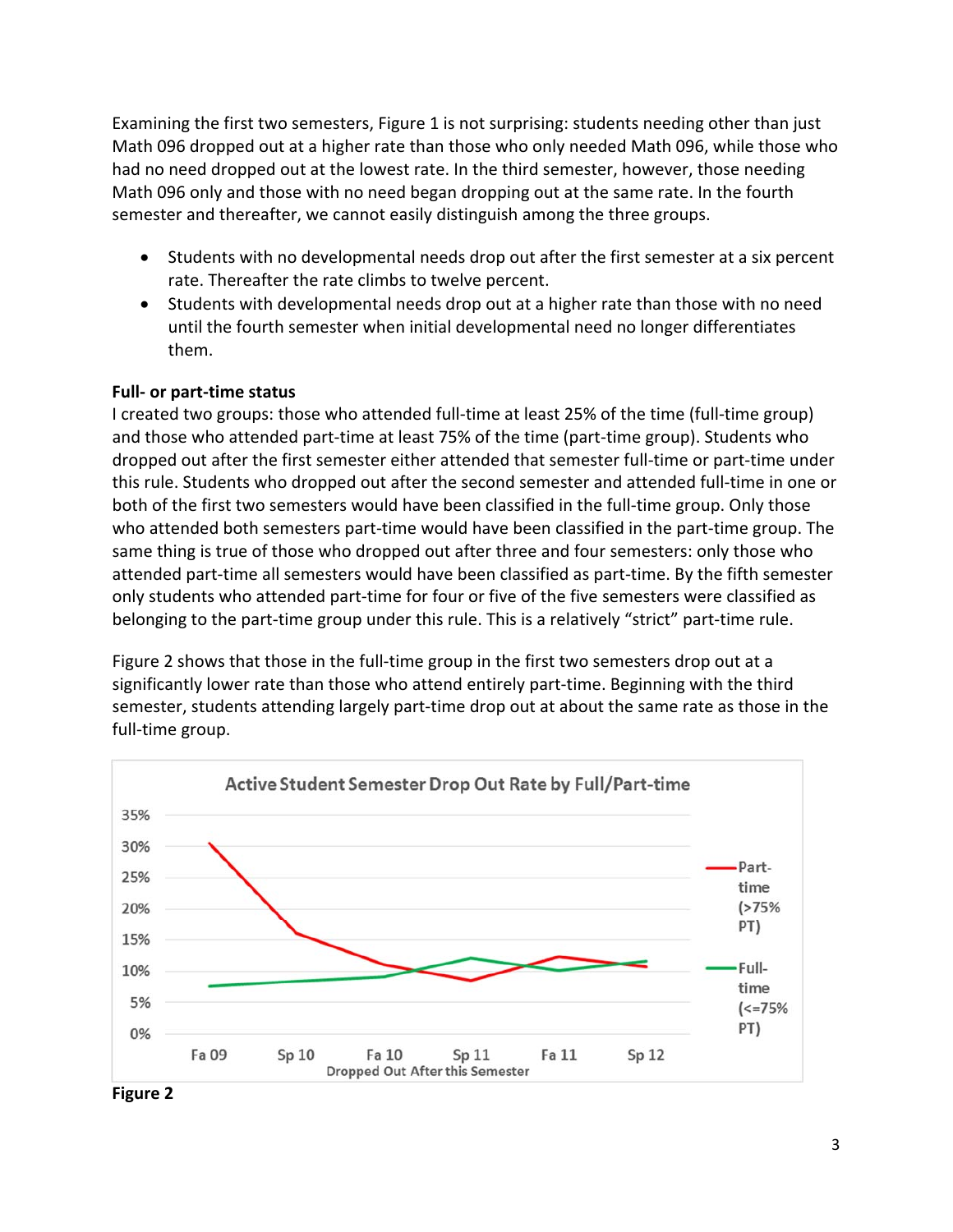Examining the first two semesters, Figure 1 is not surprising: students needing other than just Math 096 dropped out at a higher rate than those who only needed Math 096, while those who had no need dropped out at the lowest rate. In the third semester, however, those needing Math 096 only and those with no need began dropping out at the same rate. In the fourth semester and thereafter, we cannot easily distinguish among the three groups.

- Students with no developmental needs drop out after the first semester at a six percent rate. Thereafter the rate climbs to twelve percent.
- Students with developmental needs drop out at a higher rate than those with no need until the fourth semester when initial developmental need no longer differentiates them.

**Full- or part-time status**

I created two groups: those who attended full-time at least 25% of the time (full-time group) and those who attended part-time at least 75% of the time (part-time group). Students who dropped out after the first semester either attended that semester full-time or part-time under this rule. Students who dropped out after the second semester and attended full-time in one or both of the first two semesters would have been classified in the full-time group. Only those who attended both semesters part-time would have been classified in the part-time group. The same thing is true of those who dropped out after three and four semesters: only those who attended part-time all semesters would have been classified as part-time. By the fifth semester only students who attended part-time for four or five of the five semesters were classified as belonging to the part-time group under this rule. This is a relatively "strict" part-time rule.

Figure 2 shows that those in the full-time group in the first two semesters drop out at a significantly lower rate than those who attend entirely part-time. Beginning with the third semester, students attending largely part-time drop out at about the same rate as those in the full-time group.

**Figure 2**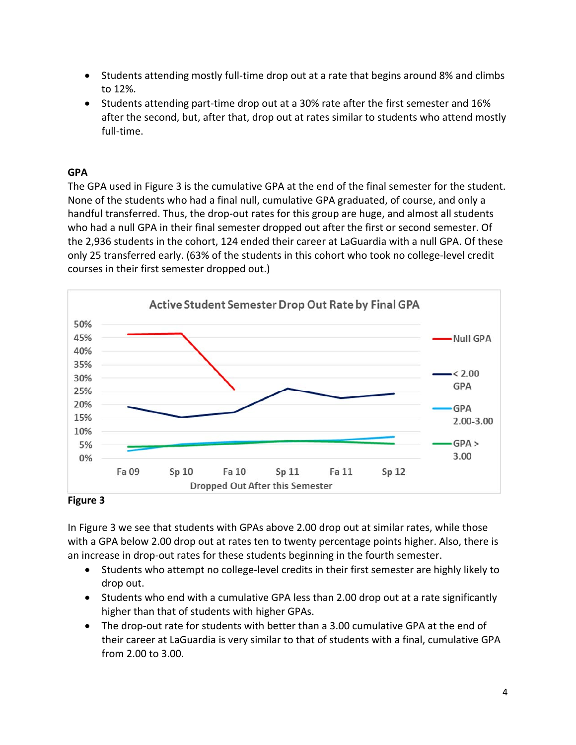- Students attending mostly full-time drop out at a rate that begins around 8% and climbs to 12%.
- Students attending part-time drop out at a 30% rate after the first semester and 16% after the second, but, after that, drop out at rates similar to students who attend mostly full-time.

**GPA**

The GPA used in Figure 3 is the cumulative GPA at the end of the final semester for the student. None of the students who had a final null, cumulative GPA graduated, of course, and only a handful transferred. Thus, the drop-out rates for this group are huge, and almost all students who had a null GPA in their final semester dropped out after the first or second semester. Of the 2,936 students in the cohort, 124 ended their career at LaGuardia with a null GPA. Of these only 25 transferred early. (63% of the students in this cohort who took no college-level credit courses in their first semester dropped out.)

**Figure 3**

In Figure 3 we see that students with GPAs above 2.00 drop out at similar rates, while those with a GPA below 2.00 drop out at rates ten to twenty percentage points higher. Also, there is an increase in drop-out rates for these students beginning in the fourth semester.

- Students who attempt no college-level credits in their first semester are highly likely to drop out.
- Students who end with a cumulative GPA less than 2.00 drop out at a rate significantly higher than that of students with higher GPAs.
- The drop-out rate for students with better than a 3.00 cumulative GPA at the end of their career at LaGuardia is very similar to that of students with a final, cumulative GPA from 2.00 to 3.00.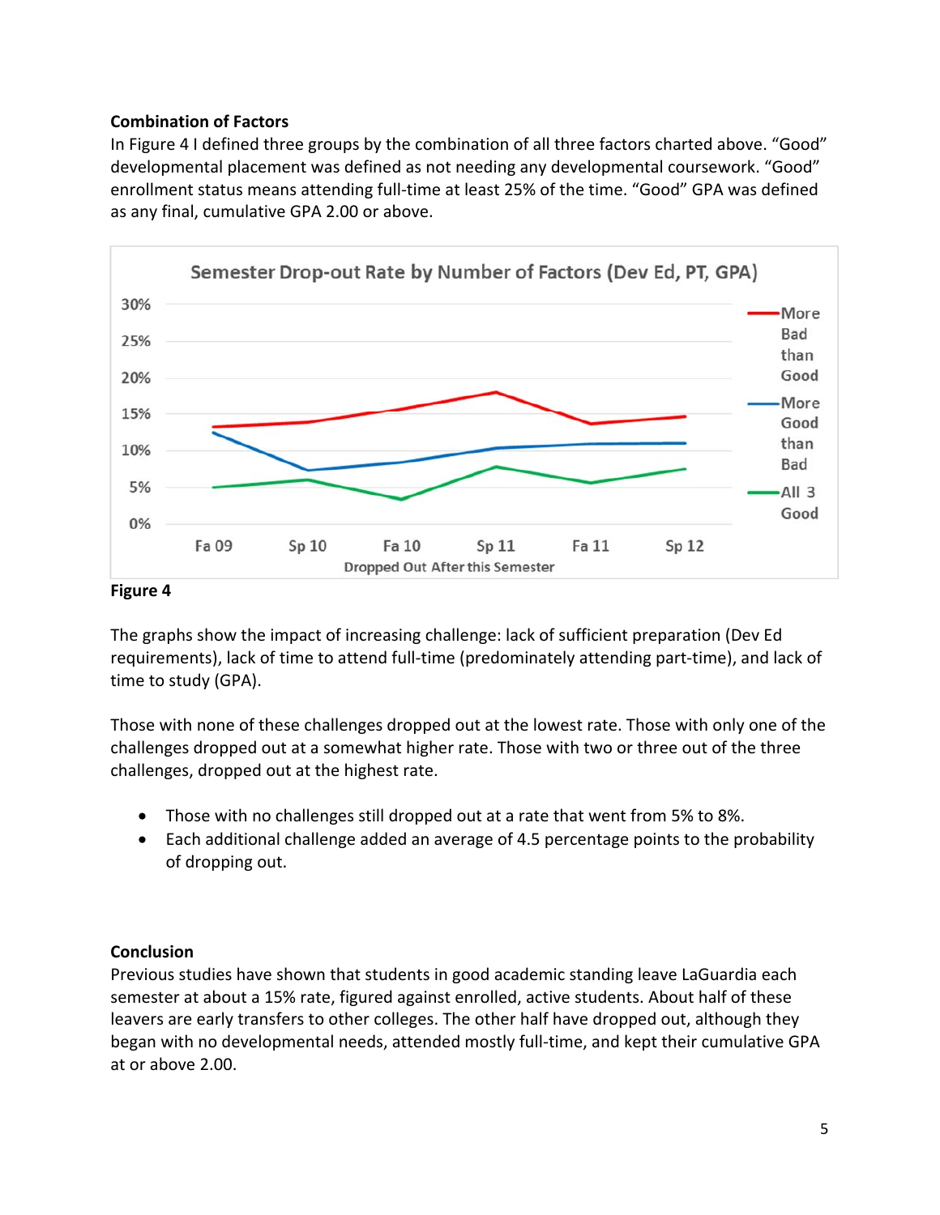**Combination of Factors**

In Figure 4 I defined three groups by the combination of all three factors charted above. "Good" developmental placement was defined as not needing any developmental coursework. "Good" enrollment status means attending full-time at least 25% of the time. "Good" GPA was defined as any final, cumulative GPA 2.00 or above.

**Figure 4**

The graphs show the impact of increasing challenge: lack of sufficient preparation (Dev Ed requirements), lack of time to attend full-time (predominately attending part-time), and lack of time to study (GPA).

Those with none of these challenges dropped out at the lowest rate. Those with only one of the challenges dropped out at a somewhat higher rate. Those with two or three out of the three challenges, dropped out at the highest rate.

- Those with no challenges still dropped out at a rate that went from 5% to 8%.
- Each additional challenge added an average of 4.5 percentage points to the probability of dropping out.

**Conclusion**

Previous studies have shown that students in good academic standing leave LaGuardia each semester at about a 15% rate, figured against enrolled, active students. About half of these leavers are early transfers to other colleges. The other half have dropped out, although they began with no developmental needs, attended mostly full-time, and kept their cumulative GPA at or above 2.00.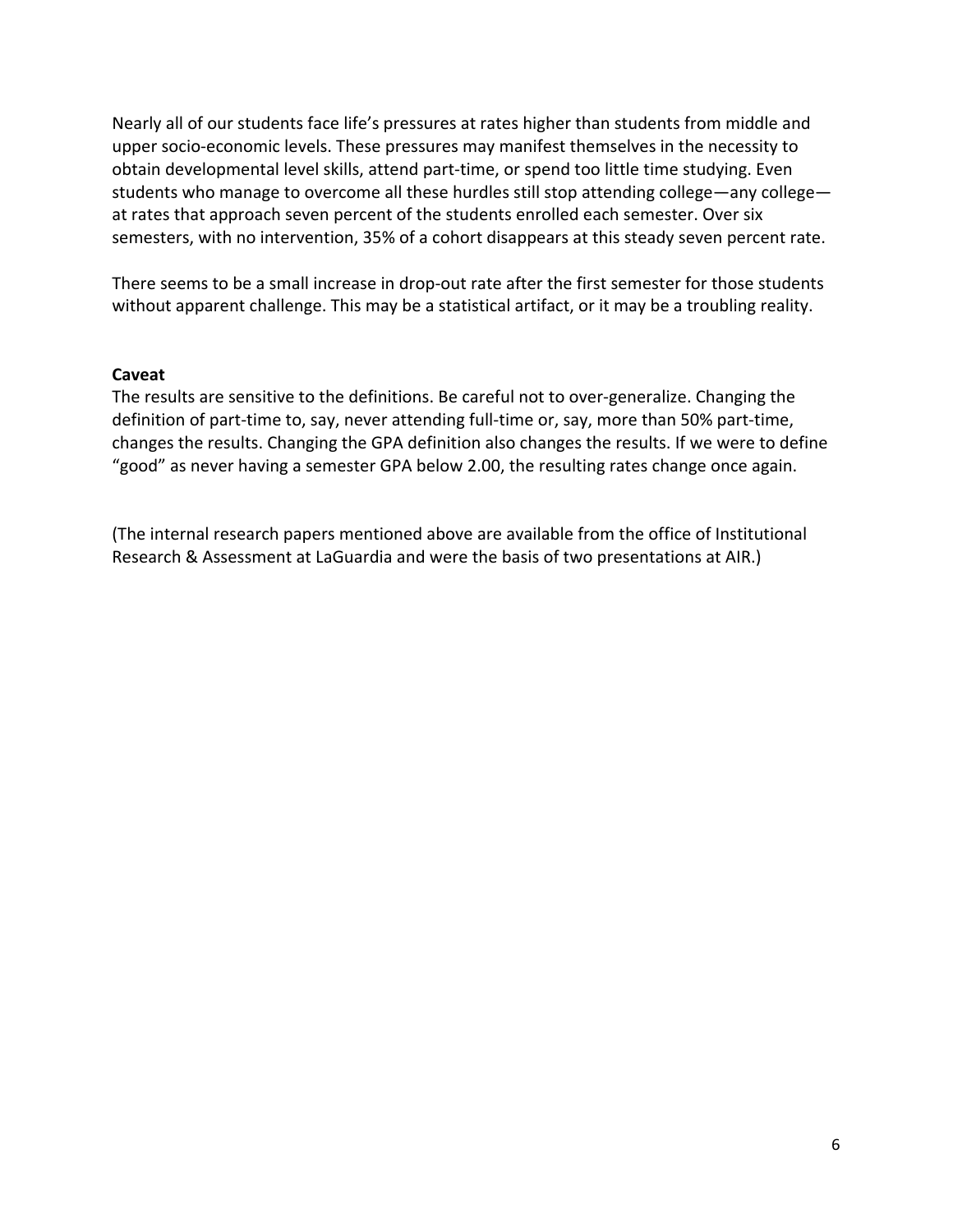Nearly all of our students face life's pressures at rates higher than students from middle and upper socio-economic levels. These pressures may manifest themselves in the necessity to obtain developmental level skills, attend part-time, or spend too little time studying. Even students who manage to overcome all these hurdles still stop attending college—any college—at rates that approach seven percent of the students enrolled each semester. Over six semesters, with no intervention, 35% of a cohort disappears at this steady seven percent rate.

There seems to be a small increase in drop-out rate after the first semester for those students without apparent challenge. This may be a statistical artifact, or it may be a troubling reality.

**Caveat**

The results are sensitive to the definitions. Be careful not to over-generalize. Changing the definition of part-time to, say, never attending full-time or, say, more than 50% part-time, changes the results. Changing the GPA definition also changes the results. If we were to define "good" as never having a semester GPA below 2.00, the resulting rates change once again.

(The internal research papers mentioned above are available from the office of Institutional Research & Assessment at LaGuardia and were the basis of two presentations at AIR.)